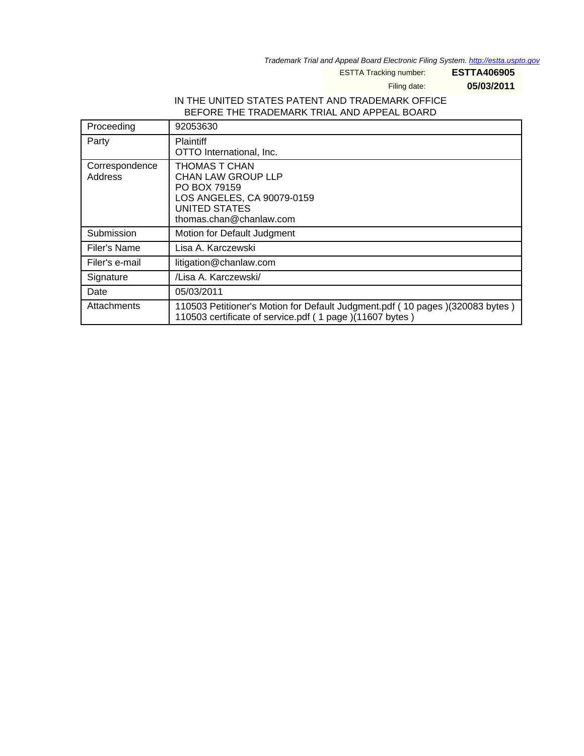*Trademark Trial and Appeal Board Electronic Filing System. http://estta.uspto.gov*

ESTTA Tracking number: **ESTTA406905**

Filing date: **05/03/2011**

IN THE UNITED STATES PATENT AND TRADEMARK OFFICE
BEFORE THE TRADEMARK TRIAL AND APPEAL BOARD

| Proceeding | 92053630 |
|---|---|
| Party | Plaintiff<br>OTTO International, Inc. |
| Correspondence Address | THOMAS T CHAN<br>CHAN LAW GROUP LLP<br>PO BOX 79159<br>LOS ANGELES, CA 90079-0159<br>UNITED STATES<br>thomas.chan@chanlaw.com |
| Submission | Motion for Default Judgment |
| Filer's Name | Lisa A. Karczewski |
| Filer's e-mail | litigation@chanlaw.com |
| Signature | /Lisa A. Karczewski/ |
| Date | 05/03/2011 |
| Attachments | 110503 Petitioner's Motion for Default Judgment.pdf ( 10 pages )(320083 bytes )<br>110503 certificate of service.pdf ( 1 page )(11607 bytes ) |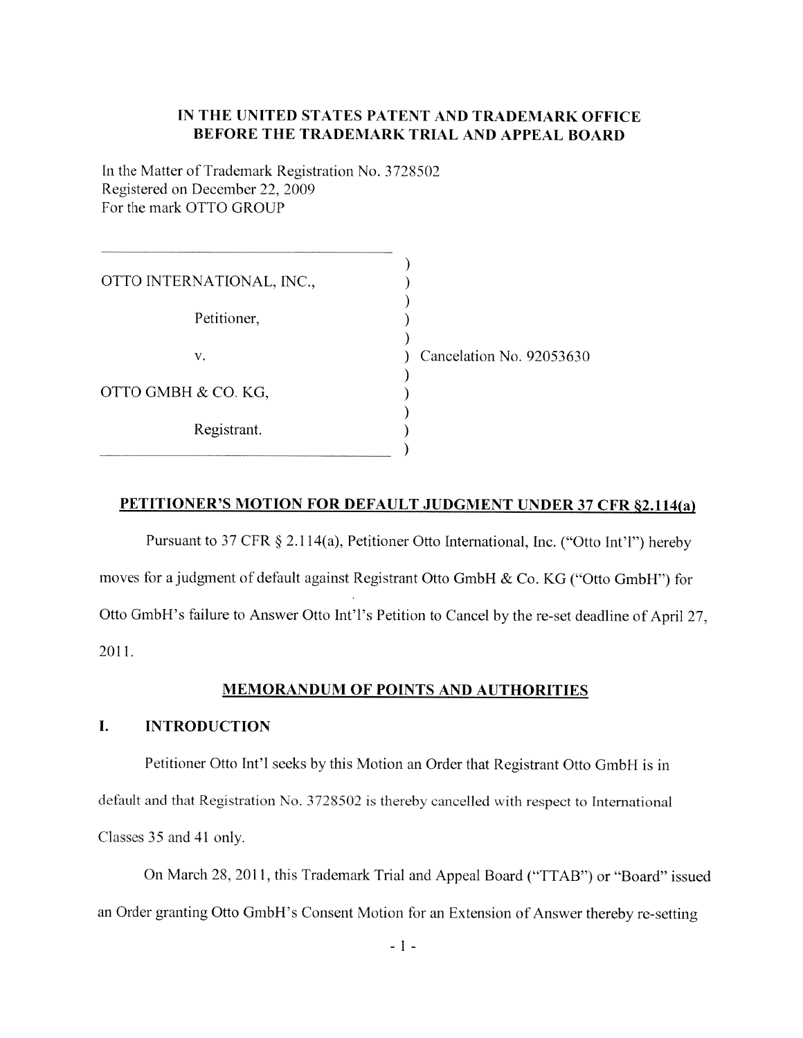**IN THE UNITED STATES PATENT AND TRADEMARK OFFICE**
**BEFORE THE TRADEMARK TRIAL AND APPEAL BOARD**

In the Matter of Trademark Registration No. 3728502
Registered on December 22, 2009
For the mark OTTO GROUP

| | |
|---|---|
| OTTO INTERNATIONAL, INC., | |
| Petitioner, | |
| v. | Cancelation No. 92053630 |
| OTTO GMBH & CO. KG, | |
| Registrant. | |

## PETITIONER'S MOTION FOR DEFAULT JUDGMENT UNDER 37 CFR §2.114(a)

Pursuant to 37 CFR § 2.114(a), Petitioner Otto International, Inc. ("Otto Int'l") hereby moves for a judgment of default against Registrant Otto GmbH & Co. KG ("Otto GmbH") for Otto GmbH's failure to Answer Otto Int'l's Petition to Cancel by the re-set deadline of April 27, 2011.

## MEMORANDUM OF POINTS AND AUTHORITIES

### I. INTRODUCTION

Petitioner Otto Int'l seeks by this Motion an Order that Registrant Otto GmbH is in default and that Registration No. 3728502 is thereby cancelled with respect to International Classes 35 and 41 only.

On March 28, 2011, this Trademark Trial and Appeal Board ("TTAB") or "Board" issued an Order granting Otto GmbH's Consent Motion for an Extension of Answer thereby re-setting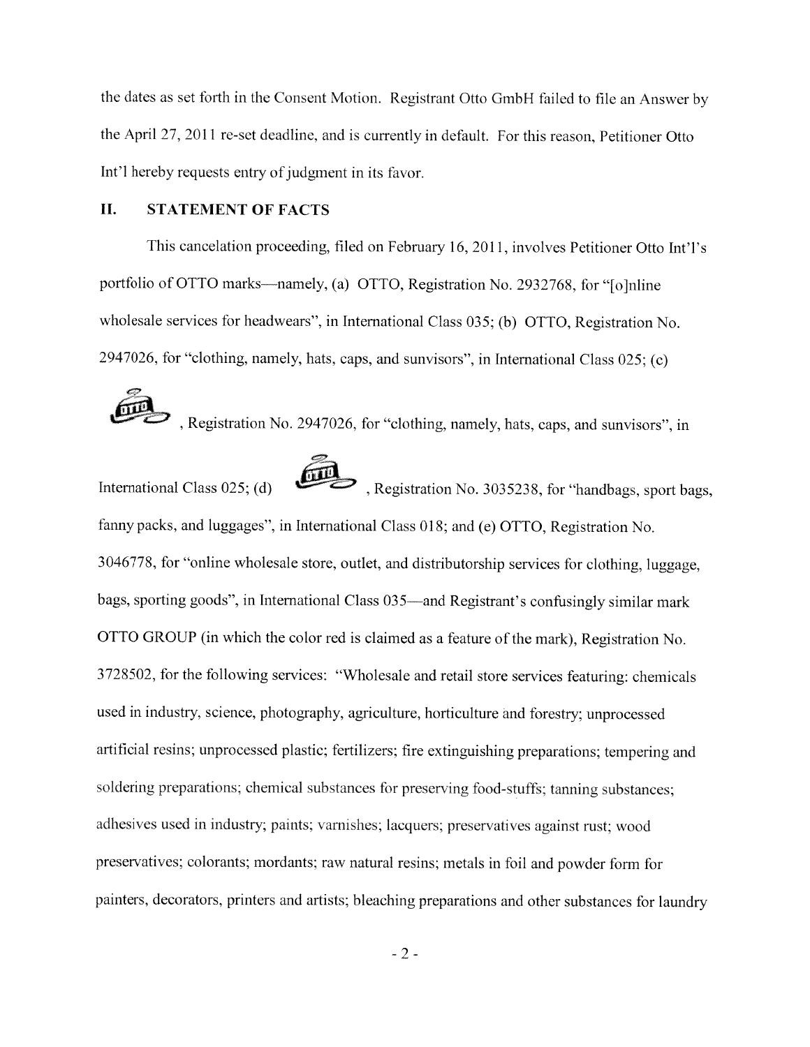the dates as set forth in the Consent Motion. Registrant Otto GmbH failed to file an Answer by the April 27, 2011 re-set deadline, and is currently in default. For this reason, Petitioner Otto Int'l hereby requests entry of judgment in its favor.

## II. STATEMENT OF FACTS

This cancelation proceeding, filed on February 16, 2011, involves Petitioner Otto Int'l's portfolio of OTTO marks—namely, (a) OTTO, Registration No. 2932768, for "[o]nline wholesale services for headwears", in International Class 035; (b) OTTO, Registration No. 2947026, for "clothing, namely, hats, caps, and sunvisors", in International Class 025; (c) , Registration No. 2947026, for "clothing, namely, hats, caps, and sunvisors", in International Class 025; (d) , Registration No. 3035238, for "handbags, sport bags, fanny packs, and luggages", in International Class 018; and (e) OTTO, Registration No. 3046778, for "online wholesale store, outlet, and distributorship services for clothing, luggage, bags, sporting goods", in International Class 035—and Registrant's confusingly similar mark OTTO GROUP (in which the color red is claimed as a feature of the mark), Registration No. 3728502, for the following services: "Wholesale and retail store services featuring: chemicals used in industry, science, photography, agriculture, horticulture and forestry; unprocessed artificial resins; unprocessed plastic; fertilizers; fire extinguishing preparations; tempering and soldering preparations; chemical substances for preserving food-stuffs; tanning substances; adhesives used in industry; paints; varnishes; lacquers; preservatives against rust; wood preservatives; colorants; mordants; raw natural resins; metals in foil and powder form for painters, decorators, printers and artists; bleaching preparations and other substances for laundry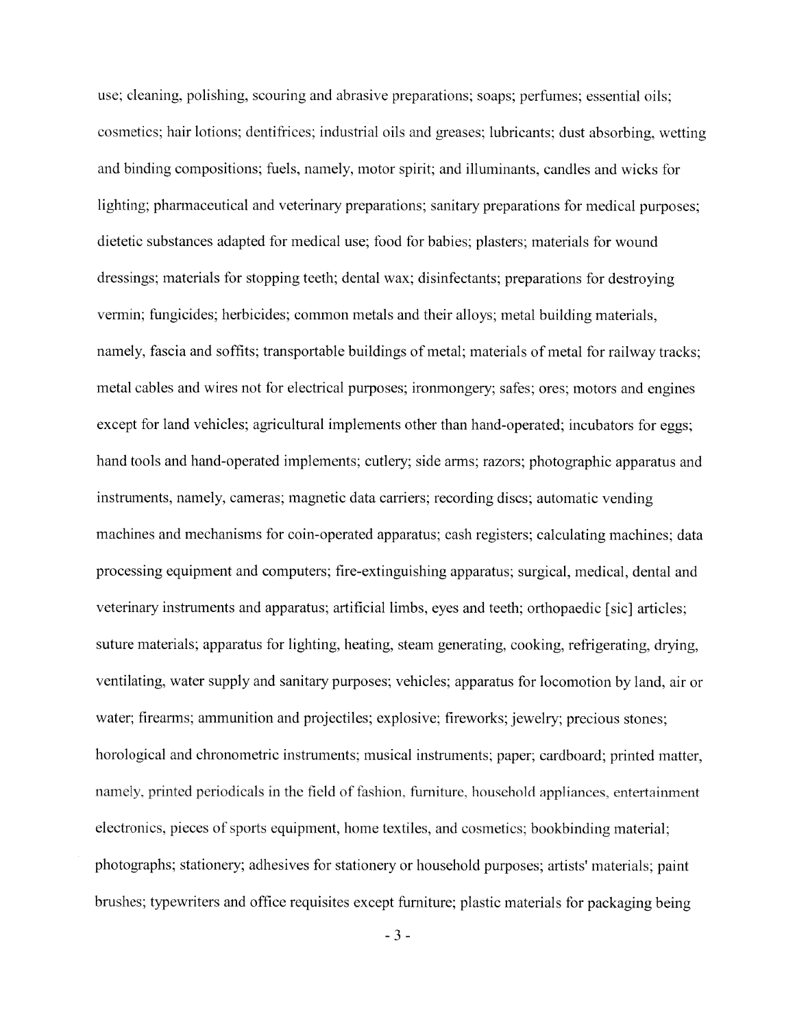use; cleaning, polishing, scouring and abrasive preparations; soaps; perfumes; essential oils; cosmetics; hair lotions; dentifrices; industrial oils and greases; lubricants; dust absorbing, wetting and binding compositions; fuels, namely, motor spirit; and illuminants, candles and wicks for lighting; pharmaceutical and veterinary preparations; sanitary preparations for medical purposes; dietetic substances adapted for medical use; food for babies; plasters; materials for wound dressings; materials for stopping teeth; dental wax; disinfectants; preparations for destroying vermin; fungicides; herbicides; common metals and their alloys; metal building materials, namely, fascia and soffits; transportable buildings of metal; materials of metal for railway tracks; metal cables and wires not for electrical purposes; ironmongery; safes; ores; motors and engines except for land vehicles; agricultural implements other than hand-operated; incubators for eggs; hand tools and hand-operated implements; cutlery; side arms; razors; photographic apparatus and instruments, namely, cameras; magnetic data carriers; recording discs; automatic vending machines and mechanisms for coin-operated apparatus; cash registers; calculating machines; data processing equipment and computers; fire-extinguishing apparatus; surgical, medical, dental and veterinary instruments and apparatus; artificial limbs, eyes and teeth; orthopaedic [sic] articles; suture materials; apparatus for lighting, heating, steam generating, cooking, refrigerating, drying, ventilating, water supply and sanitary purposes; vehicles; apparatus for locomotion by land, air or water; firearms; ammunition and projectiles; explosive; fireworks; jewelry; precious stones; horological and chronometric instruments; musical instruments; paper; cardboard; printed matter, namely, printed periodicals in the field of fashion, furniture, household appliances, entertainment electronics, pieces of sports equipment, home textiles, and cosmetics; bookbinding material; photographs; stationery; adhesives for stationery or household purposes; artists' materials; paint brushes; typewriters and office requisites except furniture; plastic materials for packaging being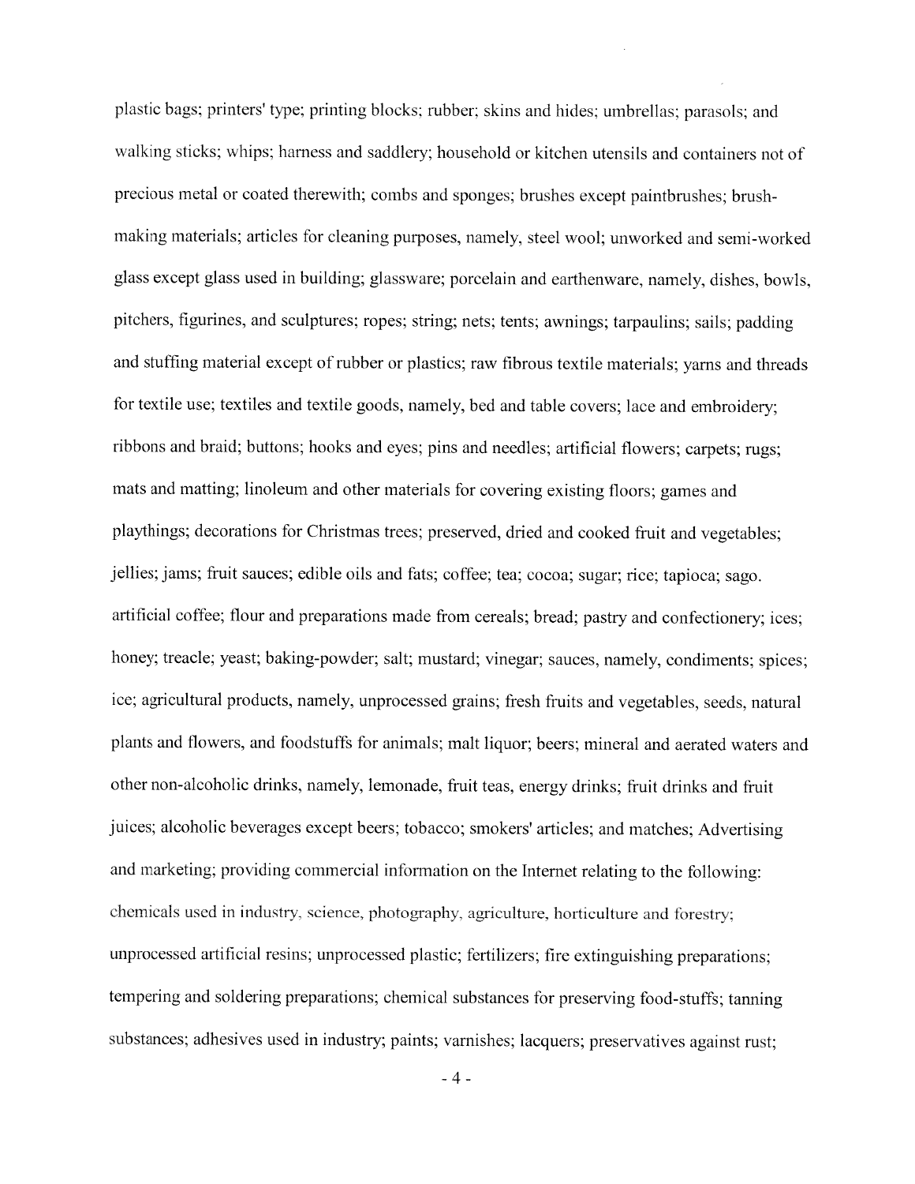plastic bags; printers' type; printing blocks; rubber; skins and hides; umbrellas; parasols; and walking sticks; whips; harness and saddlery; household or kitchen utensils and containers not of precious metal or coated therewith; combs and sponges; brushes except paintbrushes; brush-making materials; articles for cleaning purposes, namely, steel wool; unworked and semi-worked glass except glass used in building; glassware; porcelain and earthenware, namely, dishes, bowls, pitchers, figurines, and sculptures; ropes; string; nets; tents; awnings; tarpaulins; sails; padding and stuffing material except of rubber or plastics; raw fibrous textile materials; yarns and threads for textile use; textiles and textile goods, namely, bed and table covers; lace and embroidery; ribbons and braid; buttons; hooks and eyes; pins and needles; artificial flowers; carpets; rugs; mats and matting; linoleum and other materials for covering existing floors; games and playthings; decorations for Christmas trees; preserved, dried and cooked fruit and vegetables; jellies; jams; fruit sauces; edible oils and fats; coffee; tea; cocoa; sugar; rice; tapioca; sago. artificial coffee; flour and preparations made from cereals; bread; pastry and confectionery; ices; honey; treacle; yeast; baking-powder; salt; mustard; vinegar; sauces, namely, condiments; spices; ice; agricultural products, namely, unprocessed grains; fresh fruits and vegetables, seeds, natural plants and flowers, and foodstuffs for animals; malt liquor; beers; mineral and aerated waters and other non-alcoholic drinks, namely, lemonade, fruit teas, energy drinks; fruit drinks and fruit juices; alcoholic beverages except beers; tobacco; smokers' articles; and matches; Advertising and marketing; providing commercial information on the Internet relating to the following: chemicals used in industry, science, photography, agriculture, horticulture and forestry; unprocessed artificial resins; unprocessed plastic; fertilizers; fire extinguishing preparations; tempering and soldering preparations; chemical substances for preserving food-stuffs; tanning substances; adhesives used in industry; paints; varnishes; lacquers; preservatives against rust;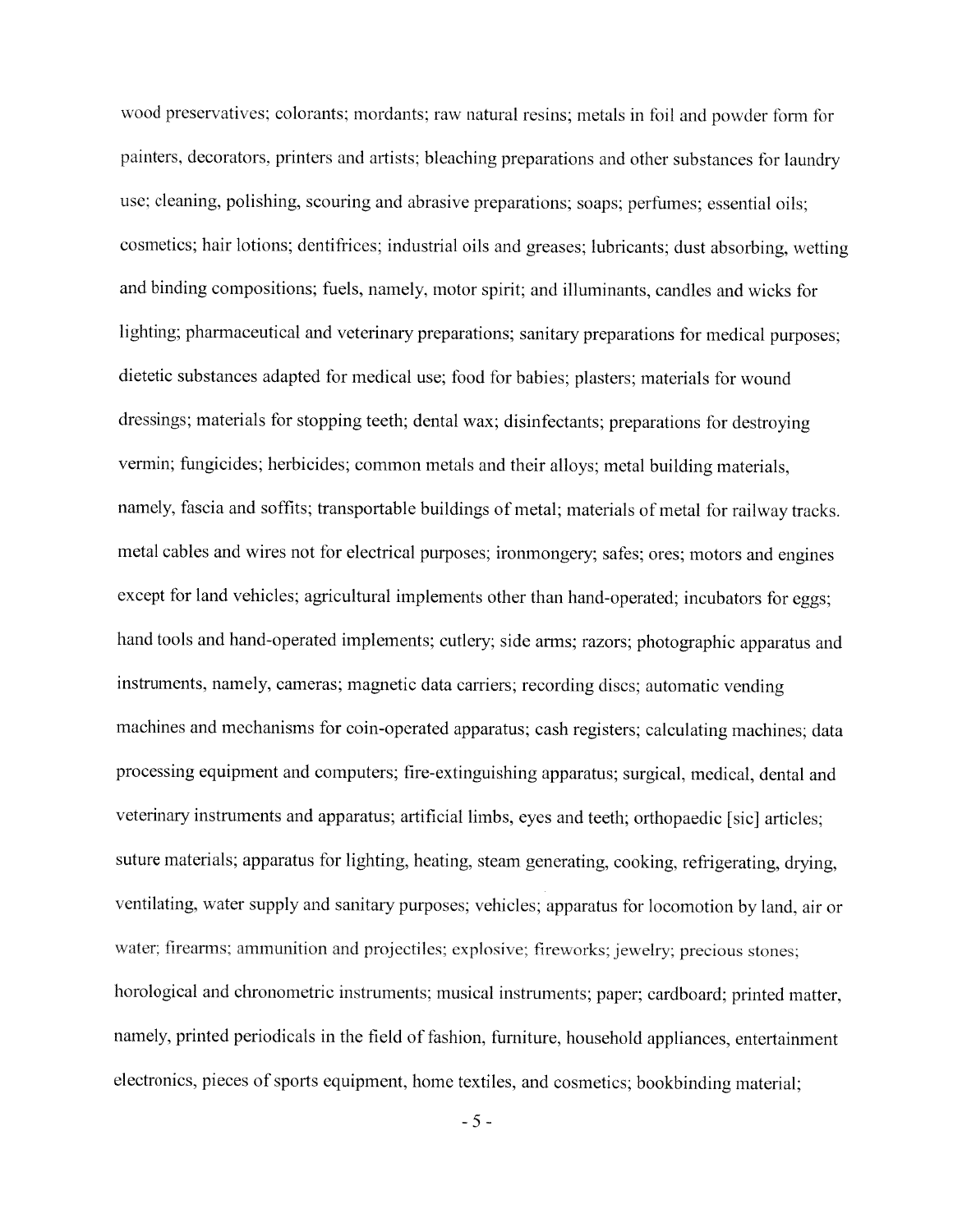wood preservatives; colorants; mordants; raw natural resins; metals in foil and powder form for painters, decorators, printers and artists; bleaching preparations and other substances for laundry use; cleaning, polishing, scouring and abrasive preparations; soaps; perfumes; essential oils; cosmetics; hair lotions; dentifrices; industrial oils and greases; lubricants; dust absorbing, wetting and binding compositions; fuels, namely, motor spirit; and illuminants, candles and wicks for lighting; pharmaceutical and veterinary preparations; sanitary preparations for medical purposes; dietetic substances adapted for medical use; food for babies; plasters; materials for wound dressings; materials for stopping teeth; dental wax; disinfectants; preparations for destroying vermin; fungicides; herbicides; common metals and their alloys; metal building materials, namely, fascia and soffits; transportable buildings of metal; materials of metal for railway tracks. metal cables and wires not for electrical purposes; ironmongery; safes; ores; motors and engines except for land vehicles; agricultural implements other than hand-operated; incubators for eggs; hand tools and hand-operated implements; cutlery; side arms; razors; photographic apparatus and instruments, namely, cameras; magnetic data carriers; recording discs; automatic vending machines and mechanisms for coin-operated apparatus; cash registers; calculating machines; data processing equipment and computers; fire-extinguishing apparatus; surgical, medical, dental and veterinary instruments and apparatus; artificial limbs, eyes and teeth; orthopaedic [sic] articles; suture materials; apparatus for lighting, heating, steam generating, cooking, refrigerating, drying, ventilating, water supply and sanitary purposes; vehicles; apparatus for locomotion by land, air or water; firearms; ammunition and projectiles; explosive; fireworks; jewelry; precious stones; horological and chronometric instruments; musical instruments; paper; cardboard; printed matter, namely, printed periodicals in the field of fashion, furniture, household appliances, entertainment electronics, pieces of sports equipment, home textiles, and cosmetics; bookbinding material;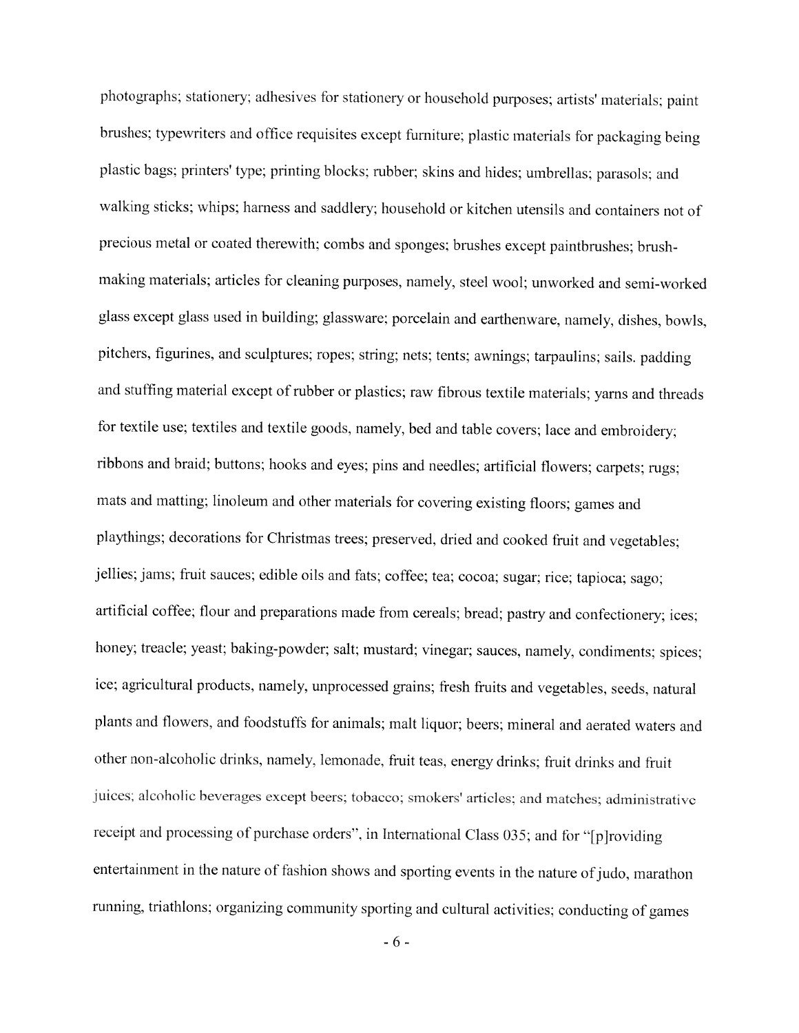photographs; stationery; adhesives for stationery or household purposes; artists' materials; paint brushes; typewriters and office requisites except furniture; plastic materials for packaging being plastic bags; printers' type; printing blocks; rubber; skins and hides; umbrellas; parasols; and walking sticks; whips; harness and saddlery; household or kitchen utensils and containers not of precious metal or coated therewith; combs and sponges; brushes except paintbrushes; brush-making materials; articles for cleaning purposes, namely, steel wool; unworked and semi-worked glass except glass used in building; glassware; porcelain and earthenware, namely, dishes, bowls, pitchers, figurines, and sculptures; ropes; string; nets; tents; awnings; tarpaulins; sails. padding and stuffing material except of rubber or plastics; raw fibrous textile materials; yarns and threads for textile use; textiles and textile goods, namely, bed and table covers; lace and embroidery; ribbons and braid; buttons; hooks and eyes; pins and needles; artificial flowers; carpets; rugs; mats and matting; linoleum and other materials for covering existing floors; games and playthings; decorations for Christmas trees; preserved, dried and cooked fruit and vegetables; jellies; jams; fruit sauces; edible oils and fats; coffee; tea; cocoa; sugar; rice; tapioca; sago; artificial coffee; flour and preparations made from cereals; bread; pastry and confectionery; ices; honey; treacle; yeast; baking-powder; salt; mustard; vinegar; sauces, namely, condiments; spices; ice; agricultural products, namely, unprocessed grains; fresh fruits and vegetables, seeds, natural plants and flowers, and foodstuffs for animals; malt liquor; beers; mineral and aerated waters and other non-alcoholic drinks, namely, lemonade, fruit teas, energy drinks; fruit drinks and fruit juices; alcoholic beverages except beers; tobacco; smokers' articles; and matches; administrative receipt and processing of purchase orders", in International Class 035; and for "[p]roviding entertainment in the nature of fashion shows and sporting events in the nature of judo, marathon running, triathlons; organizing community sporting and cultural activities; conducting of games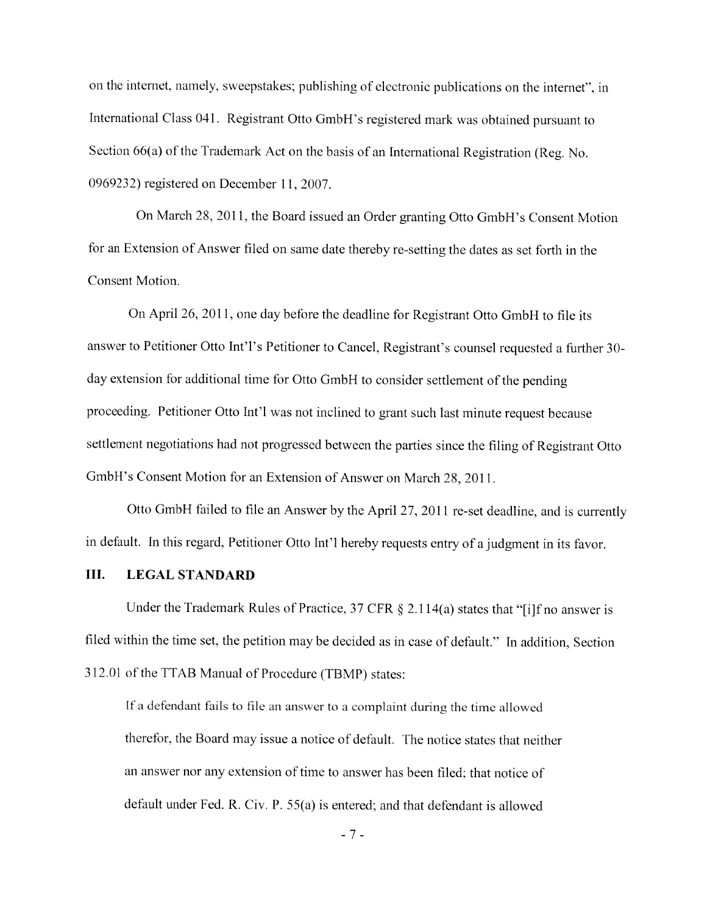on the internet, namely, sweepstakes; publishing of electronic publications on the internet", in International Class 041. Registrant Otto GmbH's registered mark was obtained pursuant to Section 66(a) of the Trademark Act on the basis of an International Registration (Reg. No. 0969232) registered on December 11, 2007.

On March 28, 2011, the Board issued an Order granting Otto GmbH's Consent Motion for an Extension of Answer filed on same date thereby re-setting the dates as set forth in the Consent Motion.

On April 26, 2011, one day before the deadline for Registrant Otto GmbH to file its answer to Petitioner Otto Int'l's Petitioner to Cancel, Registrant's counsel requested a further 30-day extension for additional time for Otto GmbH to consider settlement of the pending proceeding. Petitioner Otto Int'l was not inclined to grant such last minute request because settlement negotiations had not progressed between the parties since the filing of Registrant Otto GmbH's Consent Motion for an Extension of Answer on March 28, 2011.

Otto GmbH failed to file an Answer by the April 27, 2011 re-set deadline, and is currently in default. In this regard, Petitioner Otto Int'l hereby requests entry of a judgment in its favor.

## III. LEGAL STANDARD

Under the Trademark Rules of Practice, 37 CFR § 2.114(a) states that "[i]f no answer is filed within the time set, the petition may be decided as in case of default." In addition, Section 312.01 of the TTAB Manual of Procedure (TBMP) states:

> If a defendant fails to file an answer to a complaint during the time allowed therefor, the Board may issue a notice of default. The notice states that neither an answer nor any extension of time to answer has been filed; that notice of default under Fed. R. Civ. P. 55(a) is entered; and that defendant is allowed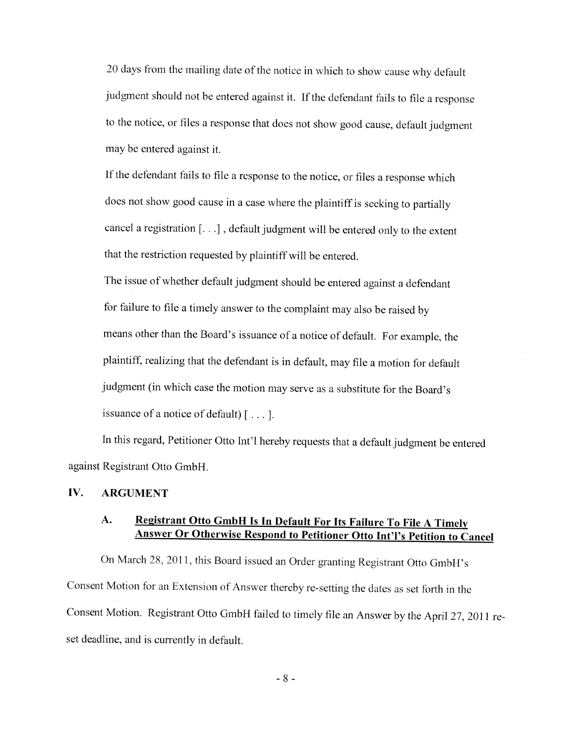20 days from the mailing date of the notice in which to show cause why default judgment should not be entered against it. If the defendant fails to file a response to the notice, or files a response that does not show good cause, default judgment may be entered against it.

If the defendant fails to file a response to the notice, or files a response which does not show good cause in a case where the plaintiff is seeking to partially cancel a registration [. . .] , default judgment will be entered only to the extent that the restriction requested by plaintiff will be entered.

The issue of whether default judgment should be entered against a defendant for failure to file a timely answer to the complaint may also be raised by means other than the Board's issuance of a notice of default. For example, the plaintiff, realizing that the defendant is in default, may file a motion for default judgment (in which case the motion may serve as a substitute for the Board's issuance of a notice of default) [ . . . ].

In this regard, Petitioner Otto Int'l hereby requests that a default judgment be entered against Registrant Otto GmbH.

## IV. ARGUMENT

### A. Registrant Otto GmbH Is In Default For Its Failure To File A Timely Answer Or Otherwise Respond to Petitioner Otto Int'l's Petition to Cancel

On March 28, 2011, this Board issued an Order granting Registrant Otto GmbH's Consent Motion for an Extension of Answer thereby re-setting the dates as set forth in the Consent Motion. Registrant Otto GmbH failed to timely file an Answer by the April 27, 2011 re-set deadline, and is currently in default.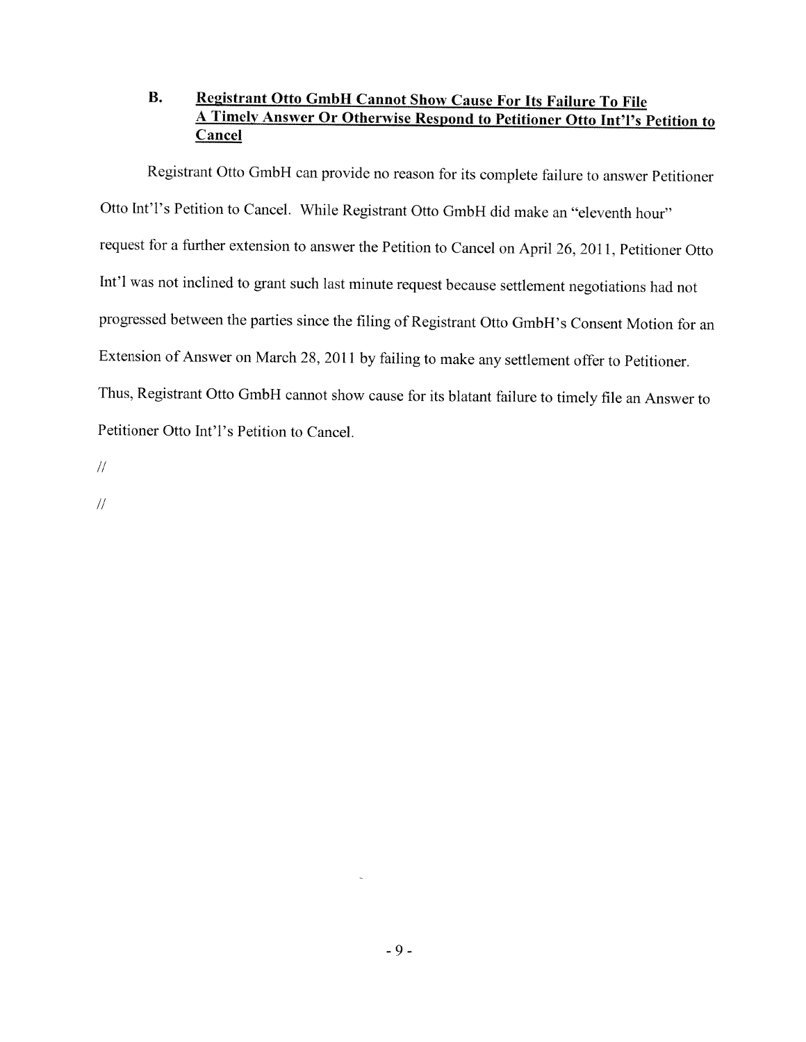### B. Registrant Otto GmbH Cannot Show Cause For Its Failure To File A Timely Answer Or Otherwise Respond to Petitioner Otto Int'l's Petition to Cancel

Registrant Otto GmbH can provide no reason for its complete failure to answer Petitioner Otto Int'l's Petition to Cancel. While Registrant Otto GmbH did make an "eleventh hour" request for a further extension to answer the Petition to Cancel on April 26, 2011, Petitioner Otto Int'l was not inclined to grant such last minute request because settlement negotiations had not progressed between the parties since the filing of Registrant Otto GmbH's Consent Motion for an Extension of Answer on March 28, 2011 by failing to make any settlement offer to Petitioner. Thus, Registrant Otto GmbH cannot show cause for its blatant failure to timely file an Answer to Petitioner Otto Int'l's Petition to Cancel.

//

//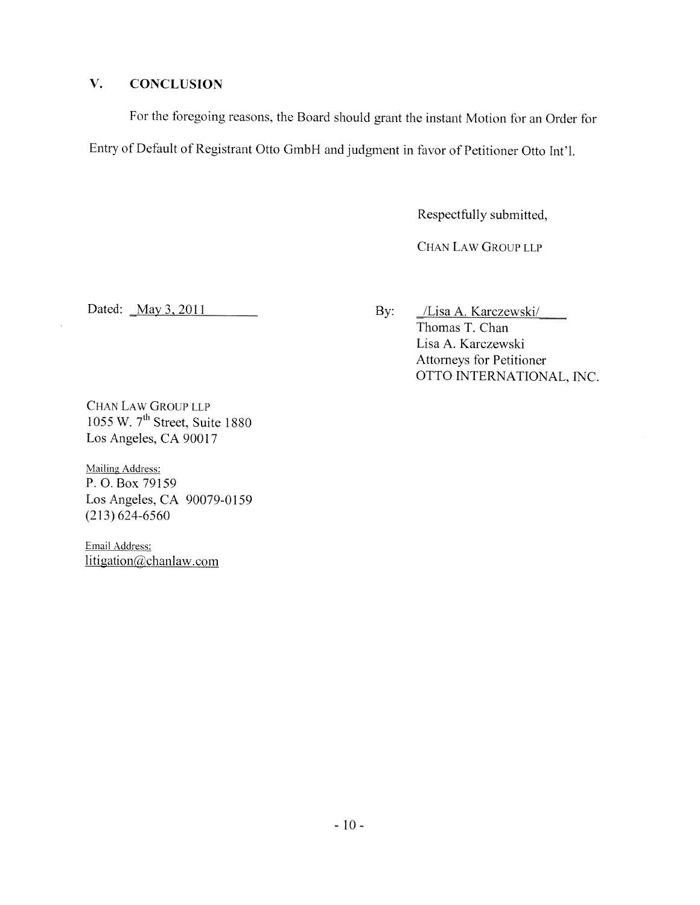## V. CONCLUSION

For the foregoing reasons, the Board should grant the instant Motion for an Order for Entry of Default of Registrant Otto GmbH and judgment in favor of Petitioner Otto Int'l.

Respectfully submitted,

CHAN LAW GROUP LLP

Dated: May 3, 2011

By: /Lisa A. Karczewski/
Thomas T. Chan
Lisa A. Karczewski
Attorneys for Petitioner
OTTO INTERNATIONAL, INC.

CHAN LAW GROUP LLP
1055 W. 7th Street, Suite 1880
Los Angeles, CA 90017

Mailing Address:
P. O. Box 79159
Los Angeles, CA 90079-0159
(213) 624-6560

Email Address:
litigation@chanlaw.com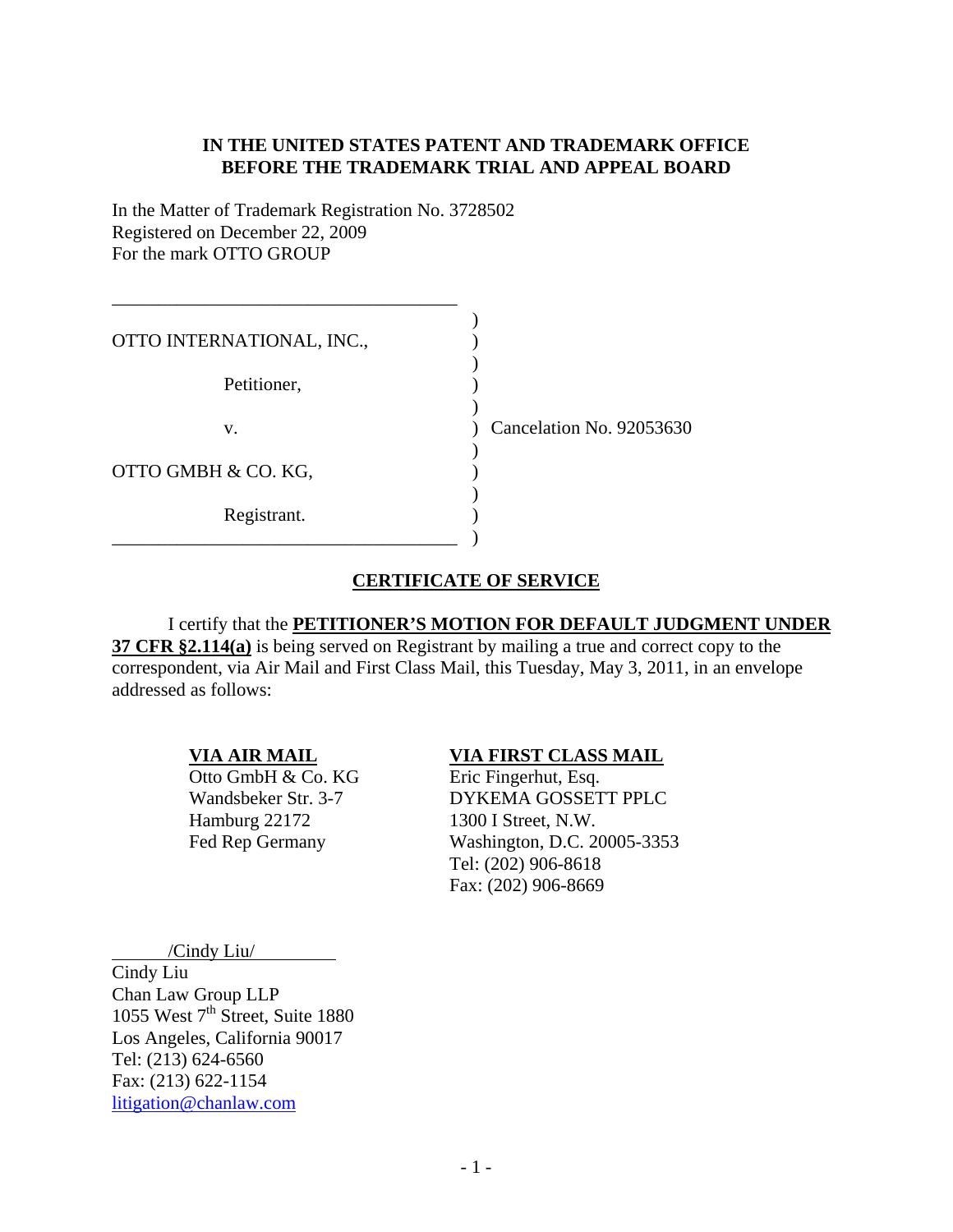**IN THE UNITED STATES PATENT AND TRADEMARK OFFICE**
**BEFORE THE TRADEMARK TRIAL AND APPEAL BOARD**

In the Matter of Trademark Registration No. 3728502
Registered on December 22, 2009
For the mark OTTO GROUP

| | |
|---|---|
| OTTO INTERNATIONAL, INC., | |
| Petitioner, | |
| v. | Cancelation No. 92053630 |
| OTTO GMBH & CO. KG, | |
| Registrant. | |

## CERTIFICATE OF SERVICE

I certify that the **PETITIONER'S MOTION FOR DEFAULT JUDGMENT UNDER 37 CFR §2.114(a)** is being served on Registrant by mailing a true and correct copy to the correspondent, via Air Mail and First Class Mail, this Tuesday, May 3, 2011, in an envelope addressed as follows:

**VIA AIR MAIL**
Otto GmbH & Co. KG
Wandsbeker Str. 3-7
Hamburg 22172
Fed Rep Germany

**VIA FIRST CLASS MAIL**
Eric Fingerhut, Esq.
DYKEMA GOSSETT PPLC
1300 I Street, N.W.
Washington, D.C. 20005-3353
Tel: (202) 906-8618
Fax: (202) 906-8669

/Cindy Liu/
Cindy Liu
Chan Law Group LLP
1055 West 7th Street, Suite 1880
Los Angeles, California 90017
Tel: (213) 624-6560
Fax: (213) 622-1154
litigation@chanlaw.com